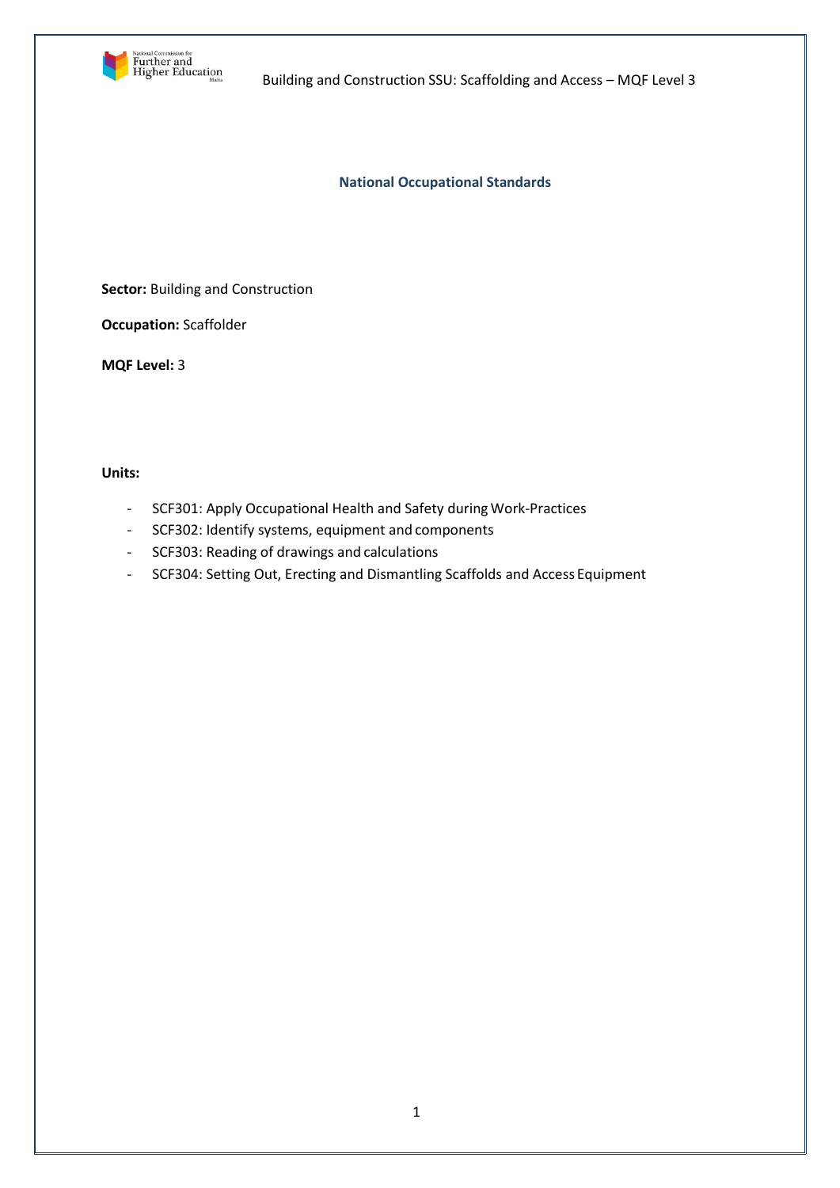# National Occupational Standards

**Sector:** Building and Construction

**Occupation:** Scaffolder

**MQF Level:** 3

**Units:**

- SCF301: Apply Occupational Health and Safety during Work-Practices
- SCF302: Identify systems, equipment and components
- SCF303: Reading of drawings and calculations
- SCF304: Setting Out, Erecting and Dismantling Scaffolds and Access Equipment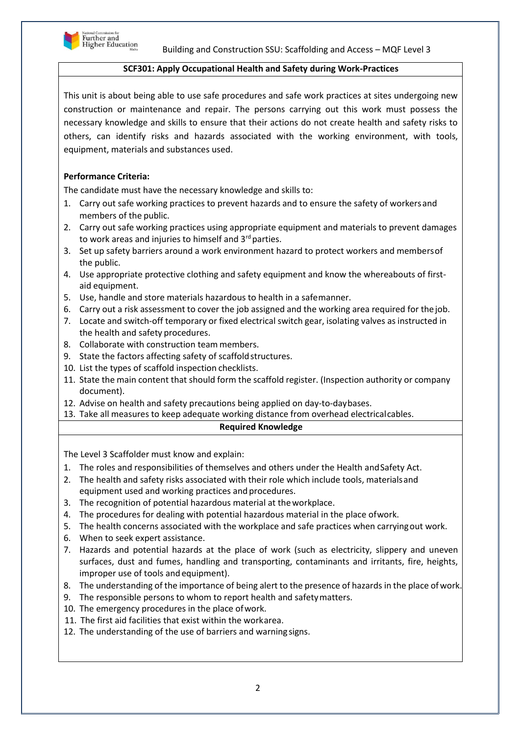## SCF301: Apply Occupational Health and Safety during Work-Practices

This unit is about being able to use safe procedures and safe work practices at sites undergoing new construction or maintenance and repair. The persons carrying out this work must possess the necessary knowledge and skills to ensure that their actions do not create health and safety risks to others, can identify risks and hazards associated with the working environment, with tools, equipment, materials and substances used.

**Performance Criteria:**

The candidate must have the necessary knowledge and skills to:

1. Carry out safe working practices to prevent hazards and to ensure the safety of workers and members of the public.
2. Carry out safe working practices using appropriate equipment and materials to prevent damages to work areas and injuries to himself and 3rd parties.
3. Set up safety barriers around a work environment hazard to protect workers and members of the public.
4. Use appropriate protective clothing and safety equipment and know the whereabouts of first-aid equipment.
5. Use, handle and store materials hazardous to health in a safe manner.
6. Carry out a risk assessment to cover the job assigned and the working area required for the job.
7. Locate and switch-off temporary or fixed electrical switch gear, isolating valves as instructed in the health and safety procedures.
8. Collaborate with construction team members.
9. State the factors affecting safety of scaffold structures.
10. List the types of scaffold inspection checklists.
11. State the main content that should form the scaffold register. (Inspection authority or company document).
12. Advise on health and safety precautions being applied on day-to-day bases.
13. Take all measures to keep adequate working distance from overhead electrical cables.

### Required Knowledge

The Level 3 Scaffolder must know and explain:

1. The roles and responsibilities of themselves and others under the Health and Safety Act.
2. The health and safety risks associated with their role which include tools, materials and equipment used and working practices and procedures.
3. The recognition of potential hazardous material at the workplace.
4. The procedures for dealing with potential hazardous material in the place of work.
5. The health concerns associated with the workplace and safe practices when carrying out work.
6. When to seek expert assistance.
7. Hazards and potential hazards at the place of work (such as electricity, slippery and uneven surfaces, dust and fumes, handling and transporting, contaminants and irritants, fire, heights, improper use of tools and equipment).
8. The understanding of the importance of being alert to the presence of hazards in the place of work.
9. The responsible persons to whom to report health and safety matters.
10. The emergency procedures in the place of work.
11. The first aid facilities that exist within the work area.
12. The understanding of the use of barriers and warning signs.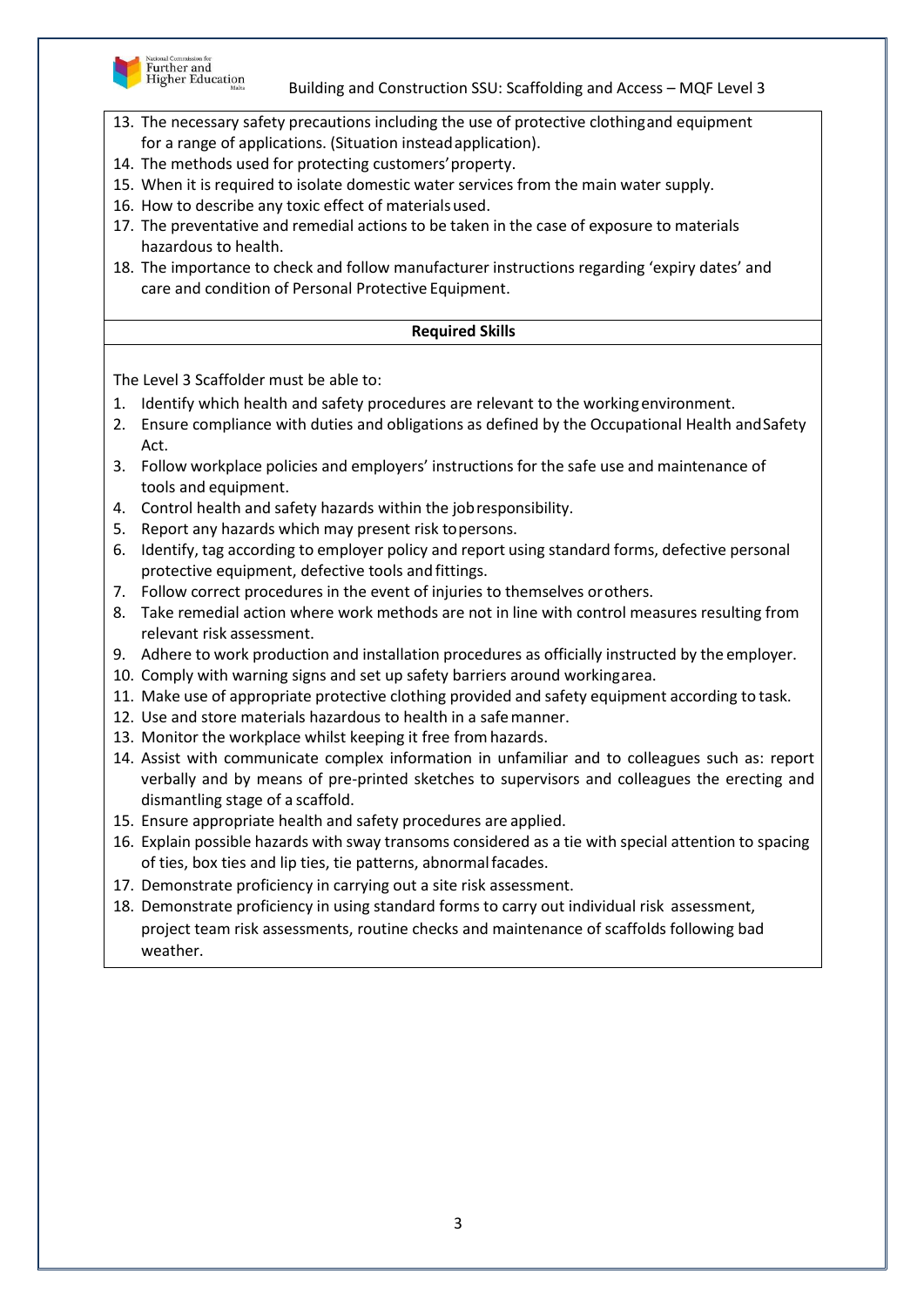13. The necessary safety precautions including the use of protective clothing and equipment for a range of applications. (Situation instead application).
14. The methods used for protecting customers' property.
15. When it is required to isolate domestic water services from the main water supply.
16. How to describe any toxic effect of materials used.
17. The preventative and remedial actions to be taken in the case of exposure to materials hazardous to health.
18. The importance to check and follow manufacturer instructions regarding 'expiry dates' and care and condition of Personal Protective Equipment.

**Required Skills**

The Level 3 Scaffolder must be able to:

1. Identify which health and safety procedures are relevant to the working environment.
2. Ensure compliance with duties and obligations as defined by the Occupational Health and Safety Act.
3. Follow workplace policies and employers' instructions for the safe use and maintenance of tools and equipment.
4. Control health and safety hazards within the job responsibility.
5. Report any hazards which may present risk to persons.
6. Identify, tag according to employer policy and report using standard forms, defective personal protective equipment, defective tools and fittings.
7. Follow correct procedures in the event of injuries to themselves or others.
8. Take remedial action where work methods are not in line with control measures resulting from relevant risk assessment.
9. Adhere to work production and installation procedures as officially instructed by the employer.
10. Comply with warning signs and set up safety barriers around working area.
11. Make use of appropriate protective clothing provided and safety equipment according to task.
12. Use and store materials hazardous to health in a safe manner.
13. Monitor the workplace whilst keeping it free from hazards.
14. Assist with communicate complex information in unfamiliar and to colleagues such as: report verbally and by means of pre-printed sketches to supervisors and colleagues the erecting and dismantling stage of a scaffold.
15. Ensure appropriate health and safety procedures are applied.
16. Explain possible hazards with sway transoms considered as a tie with special attention to spacing of ties, box ties and lip ties, tie patterns, abnormal facades.
17. Demonstrate proficiency in carrying out a site risk assessment.
18. Demonstrate proficiency in using standard forms to carry out individual risk assessment, project team risk assessments, routine checks and maintenance of scaffolds following bad weather.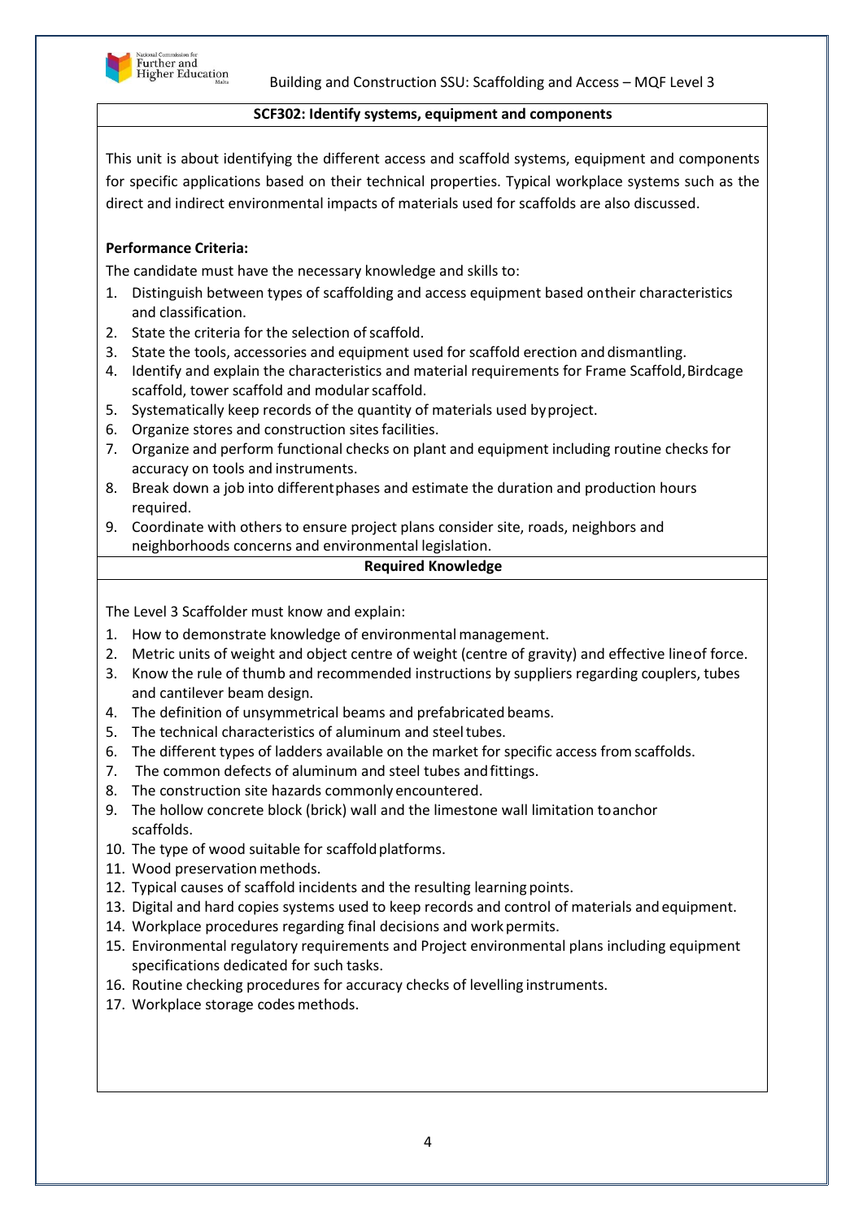## SCF302: Identify systems, equipment and components

This unit is about identifying the different access and scaffold systems, equipment and components for specific applications based on their technical properties. Typical workplace systems such as the direct and indirect environmental impacts of materials used for scaffolds are also discussed.

**Performance Criteria:**

The candidate must have the necessary knowledge and skills to:

1. Distinguish between types of scaffolding and access equipment based ontheir characteristics and classification.
2. State the criteria for the selection of scaffold.
3. State the tools, accessories and equipment used for scaffold erection and dismantling.
4. Identify and explain the characteristics and material requirements for Frame Scaffold, Birdcage scaffold, tower scaffold and modular scaffold.
5. Systematically keep records of the quantity of materials used byproject.
6. Organize stores and construction sites facilities.
7. Organize and perform functional checks on plant and equipment including routine checks for accuracy on tools and instruments.
8. Break down a job into differentphases and estimate the duration and production hours required.
9. Coordinate with others to ensure project plans consider site, roads, neighbors and neighborhoods concerns and environmental legislation.

### Required Knowledge

The Level 3 Scaffolder must know and explain:

1. How to demonstrate knowledge of environmental management.
2. Metric units of weight and object centre of weight (centre of gravity) and effective lineof force.
3. Know the rule of thumb and recommended instructions by suppliers regarding couplers, tubes and cantilever beam design.
4. The definition of unsymmetrical beams and prefabricated beams.
5. The technical characteristics of aluminum and steel tubes.
6. The different types of ladders available on the market for specific access from scaffolds.
7. The common defects of aluminum and steel tubes andfittings.
8. The construction site hazards commonly encountered.
9. The hollow concrete block (brick) wall and the limestone wall limitation toanchor scaffolds.
10. The type of wood suitable for scaffold platforms.
11. Wood preservation methods.
12. Typical causes of scaffold incidents and the resulting learning points.
13. Digital and hard copies systems used to keep records and control of materials and equipment.
14. Workplace procedures regarding final decisions and work permits.
15. Environmental regulatory requirements and Project environmental plans including equipment specifications dedicated for such tasks.
16. Routine checking procedures for accuracy checks of levelling instruments.
17. Workplace storage codes methods.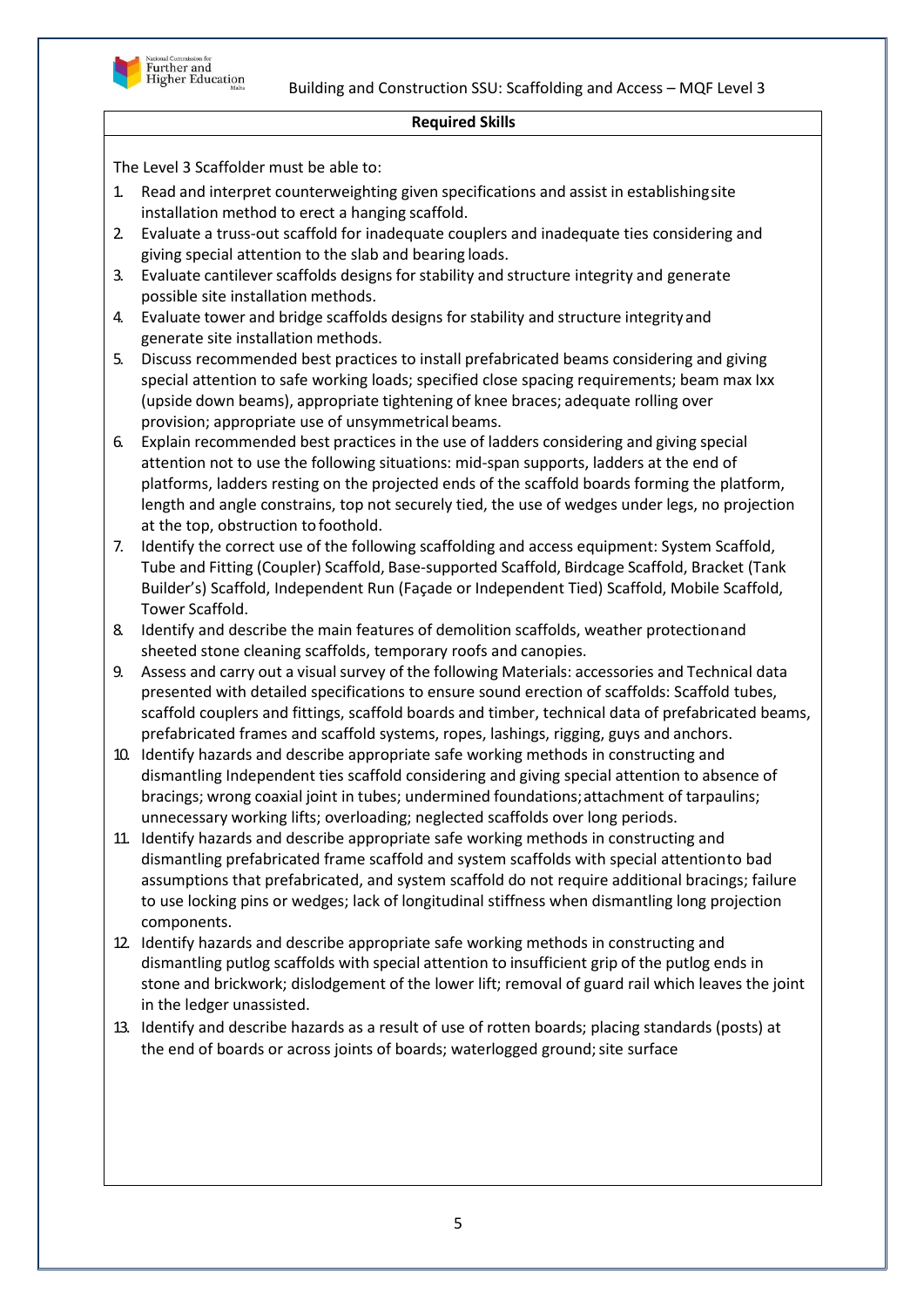**Required Skills**

The Level 3 Scaffolder must be able to:

1. Read and interpret counterweighting given specifications and assist in establishing site installation method to erect a hanging scaffold.
2. Evaluate a truss-out scaffold for inadequate couplers and inadequate ties considering and giving special attention to the slab and bearing loads.
3. Evaluate cantilever scaffolds designs for stability and structure integrity and generate possible site installation methods.
4. Evaluate tower and bridge scaffolds designs for stability and structure integrity and generate site installation methods.
5. Discuss recommended best practices to install prefabricated beams considering and giving special attention to safe working loads; specified close spacing requirements; beam max Ixx (upside down beams), appropriate tightening of knee braces; adequate rolling over provision; appropriate use of unsymmetrical beams.
6. Explain recommended best practices in the use of ladders considering and giving special attention not to use the following situations: mid-span supports, ladders at the end of platforms, ladders resting on the projected ends of the scaffold boards forming the platform, length and angle constrains, top not securely tied, the use of wedges under legs, no projection at the top, obstruction to foothold.
7. Identify the correct use of the following scaffolding and access equipment: System Scaffold, Tube and Fitting (Coupler) Scaffold, Base-supported Scaffold, Birdcage Scaffold, Bracket (Tank Builder's) Scaffold, Independent Run (Façade or Independent Tied) Scaffold, Mobile Scaffold, Tower Scaffold.
8. Identify and describe the main features of demolition scaffolds, weather protection and sheeted stone cleaning scaffolds, temporary roofs and canopies.
9. Assess and carry out a visual survey of the following Materials: accessories and Technical data presented with detailed specifications to ensure sound erection of scaffolds: Scaffold tubes, scaffold couplers and fittings, scaffold boards and timber, technical data of prefabricated beams, prefabricated frames and scaffold systems, ropes, lashings, rigging, guys and anchors.
10. Identify hazards and describe appropriate safe working methods in constructing and dismantling Independent ties scaffold considering and giving special attention to absence of bracings; wrong coaxial joint in tubes; undermined foundations; attachment of tarpaulins; unnecessary working lifts; overloading; neglected scaffolds over long periods.
11. Identify hazards and describe appropriate safe working methods in constructing and dismantling prefabricated frame scaffold and system scaffolds with special attention to bad assumptions that prefabricated, and system scaffold do not require additional bracings; failure to use locking pins or wedges; lack of longitudinal stiffness when dismantling long projection components.
12. Identify hazards and describe appropriate safe working methods in constructing and dismantling putlog scaffolds with special attention to insufficient grip of the putlog ends in stone and brickwork; dislodgement of the lower lift; removal of guard rail which leaves the joint in the ledger unassisted.
13. Identify and describe hazards as a result of use of rotten boards; placing standards (posts) at the end of boards or across joints of boards; waterlogged ground; site surface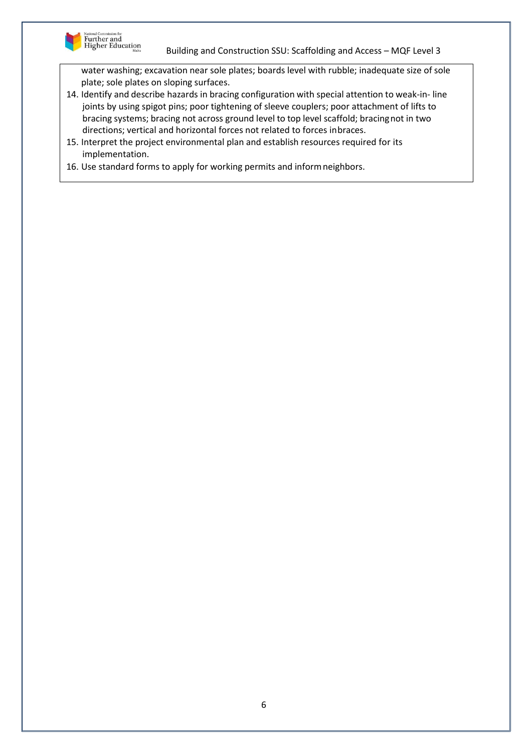water washing; excavation near sole plates; boards level with rubble; inadequate size of sole plate; sole plates on sloping surfaces.

14. Identify and describe hazards in bracing configuration with special attention to weak-in- line joints by using spigot pins; poor tightening of sleeve couplers; poor attachment of lifts to bracing systems; bracing not across ground level to top level scaffold; bracing not in two directions; vertical and horizontal forces not related to forces in braces.
15. Interpret the project environmental plan and establish resources required for its implementation.
16. Use standard forms to apply for working permits and inform neighbors.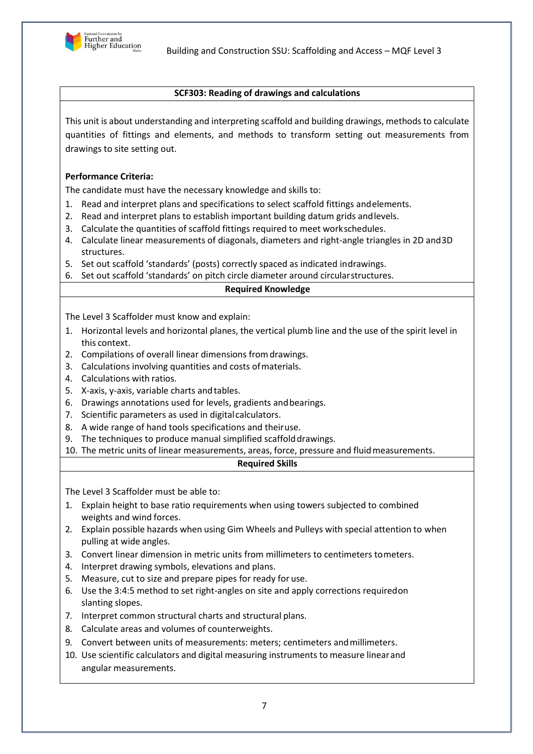## SCF303: Reading of drawings and calculations

This unit is about understanding and interpreting scaffold and building drawings, methods to calculate quantities of fittings and elements, and methods to transform setting out measurements from drawings to site setting out.

**Performance Criteria:**

The candidate must have the necessary knowledge and skills to:

1. Read and interpret plans and specifications to select scaffold fittings and elements.
2. Read and interpret plans to establish important building datum grids and levels.
3. Calculate the quantities of scaffold fittings required to meet work schedules.
4. Calculate linear measurements of diagonals, diameters and right-angle triangles in 2D and 3D structures.
5. Set out scaffold 'standards' (posts) correctly spaced as indicated in drawings.
6. Set out scaffold 'standards' on pitch circle diameter around circular structures.

**Required Knowledge**

The Level 3 Scaffolder must know and explain:

1. Horizontal levels and horizontal planes, the vertical plumb line and the use of the spirit level in this context.
2. Compilations of overall linear dimensions from drawings.
3. Calculations involving quantities and costs of materials.
4. Calculations with ratios.
5. X-axis, y-axis, variable charts and tables.
6. Drawings annotations used for levels, gradients and bearings.
7. Scientific parameters as used in digital calculators.
8. A wide range of hand tools specifications and their use.
9. The techniques to produce manual simplified scaffold drawings.
10. The metric units of linear measurements, areas, force, pressure and fluid measurements.

**Required Skills**

The Level 3 Scaffolder must be able to:

1. Explain height to base ratio requirements when using towers subjected to combined weights and wind forces.
2. Explain possible hazards when using Gim Wheels and Pulleys with special attention to when pulling at wide angles.
3. Convert linear dimension in metric units from millimeters to centimeters to meters.
4. Interpret drawing symbols, elevations and plans.
5. Measure, cut to size and prepare pipes for ready for use.
6. Use the 3:4:5 method to set right-angles on site and apply corrections required on slanting slopes.
7. Interpret common structural charts and structural plans.
8. Calculate areas and volumes of counterweights.
9. Convert between units of measurements: meters; centimeters and millimeters.
10. Use scientific calculators and digital measuring instruments to measure linear and angular measurements.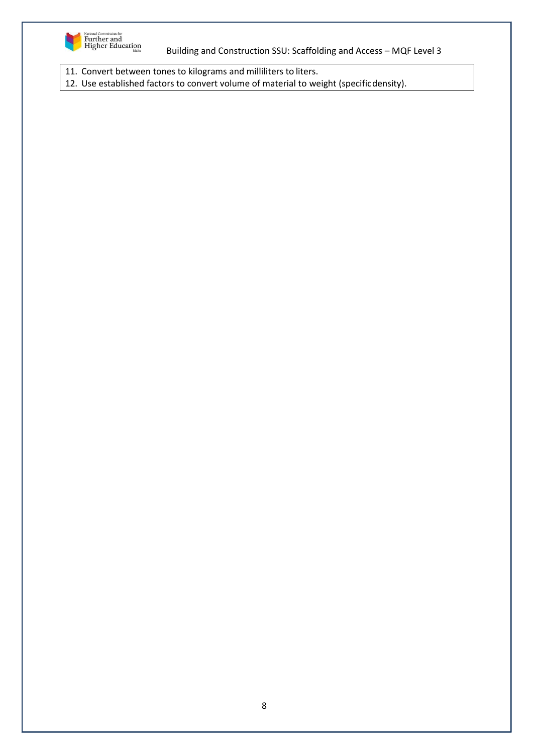11. Convert between tones to kilograms and milliliters to liters.
12. Use established factors to convert volume of material to weight (specific density).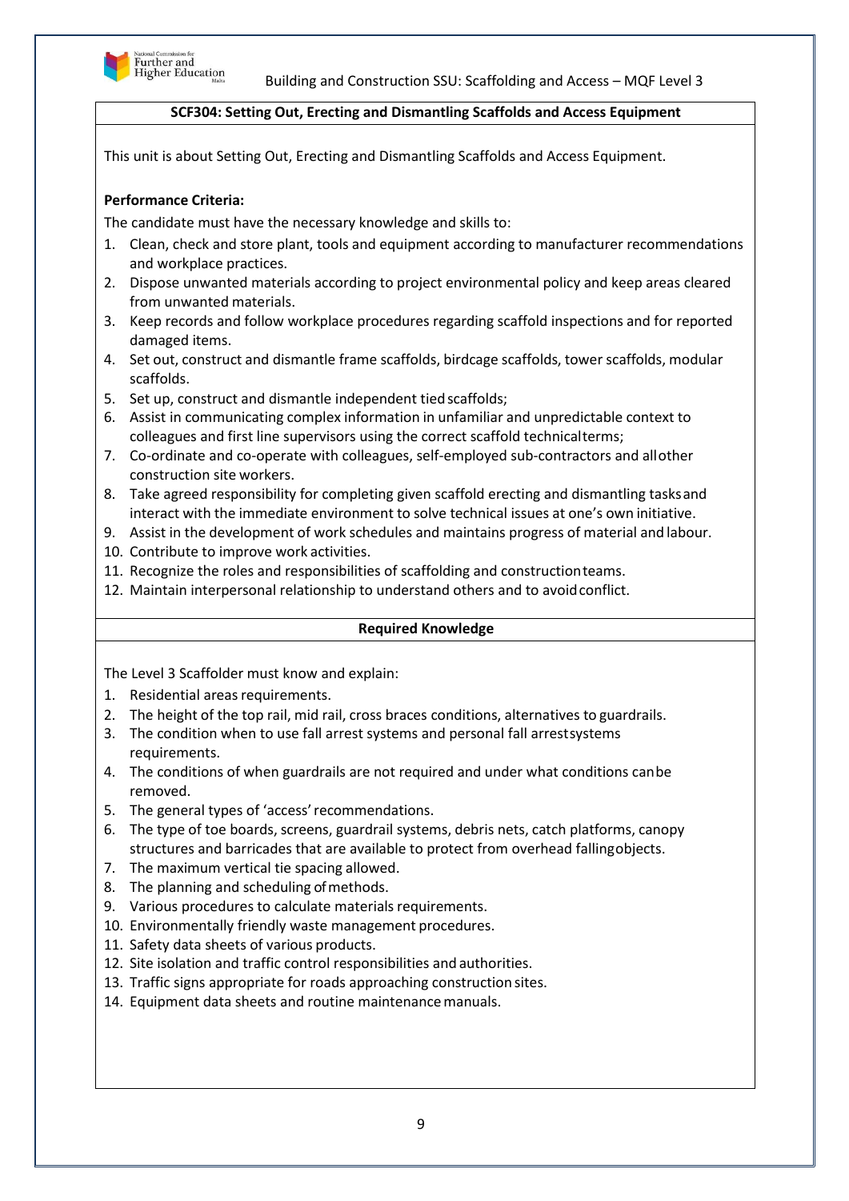## SCF304: Setting Out, Erecting and Dismantling Scaffolds and Access Equipment

This unit is about Setting Out, Erecting and Dismantling Scaffolds and Access Equipment.

**Performance Criteria:**

The candidate must have the necessary knowledge and skills to:

1. Clean, check and store plant, tools and equipment according to manufacturer recommendations and workplace practices.
2. Dispose unwanted materials according to project environmental policy and keep areas cleared from unwanted materials.
3. Keep records and follow workplace procedures regarding scaffold inspections and for reported damaged items.
4. Set out, construct and dismantle frame scaffolds, birdcage scaffolds, tower scaffolds, modular scaffolds.
5. Set up, construct and dismantle independent tied scaffolds;
6. Assist in communicating complex information in unfamiliar and unpredictable context to colleagues and first line supervisors using the correct scaffold technical terms;
7. Co-ordinate and co-operate with colleagues, self-employed sub-contractors and all other construction site workers.
8. Take agreed responsibility for completing given scaffold erecting and dismantling tasks and interact with the immediate environment to solve technical issues at one's own initiative.
9. Assist in the development of work schedules and maintains progress of material and labour.
10. Contribute to improve work activities.
11. Recognize the roles and responsibilities of scaffolding and construction teams.
12. Maintain interpersonal relationship to understand others and to avoid conflict.

### Required Knowledge

The Level 3 Scaffolder must know and explain:

1. Residential areas requirements.
2. The height of the top rail, mid rail, cross braces conditions, alternatives to guardrails.
3. The condition when to use fall arrest systems and personal fall arrest systems requirements.
4. The conditions of when guardrails are not required and under what conditions can be removed.
5. The general types of 'access' recommendations.
6. The type of toe boards, screens, guardrail systems, debris nets, catch platforms, canopy structures and barricades that are available to protect from overhead falling objects.
7. The maximum vertical tie spacing allowed.
8. The planning and scheduling of methods.
9. Various procedures to calculate materials requirements.
10. Environmentally friendly waste management procedures.
11. Safety data sheets of various products.
12. Site isolation and traffic control responsibilities and authorities.
13. Traffic signs appropriate for roads approaching construction sites.
14. Equipment data sheets and routine maintenance manuals.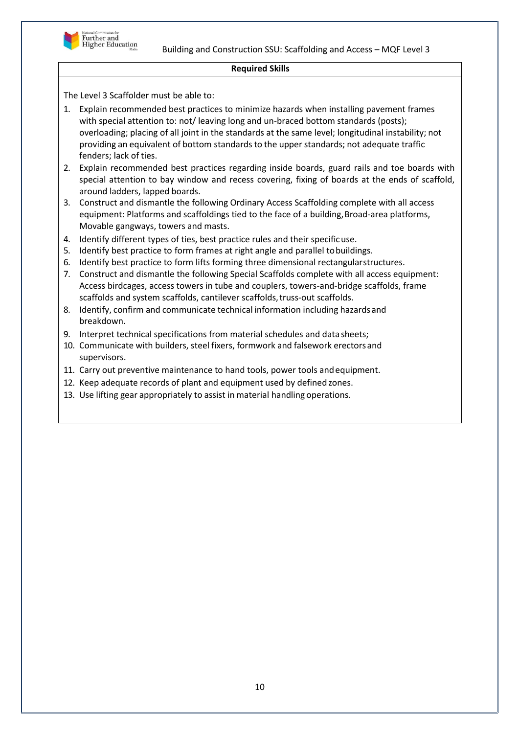**Required Skills**

The Level 3 Scaffolder must be able to:

1. Explain recommended best practices to minimize hazards when installing pavement frames with special attention to: not/ leaving long and un-braced bottom standards (posts); overloading; placing of all joint in the standards at the same level; longitudinal instability; not providing an equivalent of bottom standards to the upper standards; not adequate traffic fenders; lack of ties.
2. Explain recommended best practices regarding inside boards, guard rails and toe boards with special attention to bay window and recess covering, fixing of boards at the ends of scaffold, around ladders, lapped boards.
3. Construct and dismantle the following Ordinary Access Scaffolding complete with all access equipment: Platforms and scaffoldings tied to the face of a building, Broad-area platforms, Movable gangways, towers and masts.
4. Identify different types of ties, best practice rules and their specific use.
5. Identify best practice to form frames at right angle and parallel to buildings.
6. Identify best practice to form lifts forming three dimensional rectangular structures.
7. Construct and dismantle the following Special Scaffolds complete with all access equipment: Access birdcages, access towers in tube and couplers, towers-and-bridge scaffolds, frame scaffolds and system scaffolds, cantilever scaffolds, truss-out scaffolds.
8. Identify, confirm and communicate technical information including hazards and breakdown.
9. Interpret technical specifications from material schedules and data sheets;
10. Communicate with builders, steel fixers, formwork and falsework erectors and supervisors.
11. Carry out preventive maintenance to hand tools, power tools and equipment.
12. Keep adequate records of plant and equipment used by defined zones.
13. Use lifting gear appropriately to assist in material handling operations.